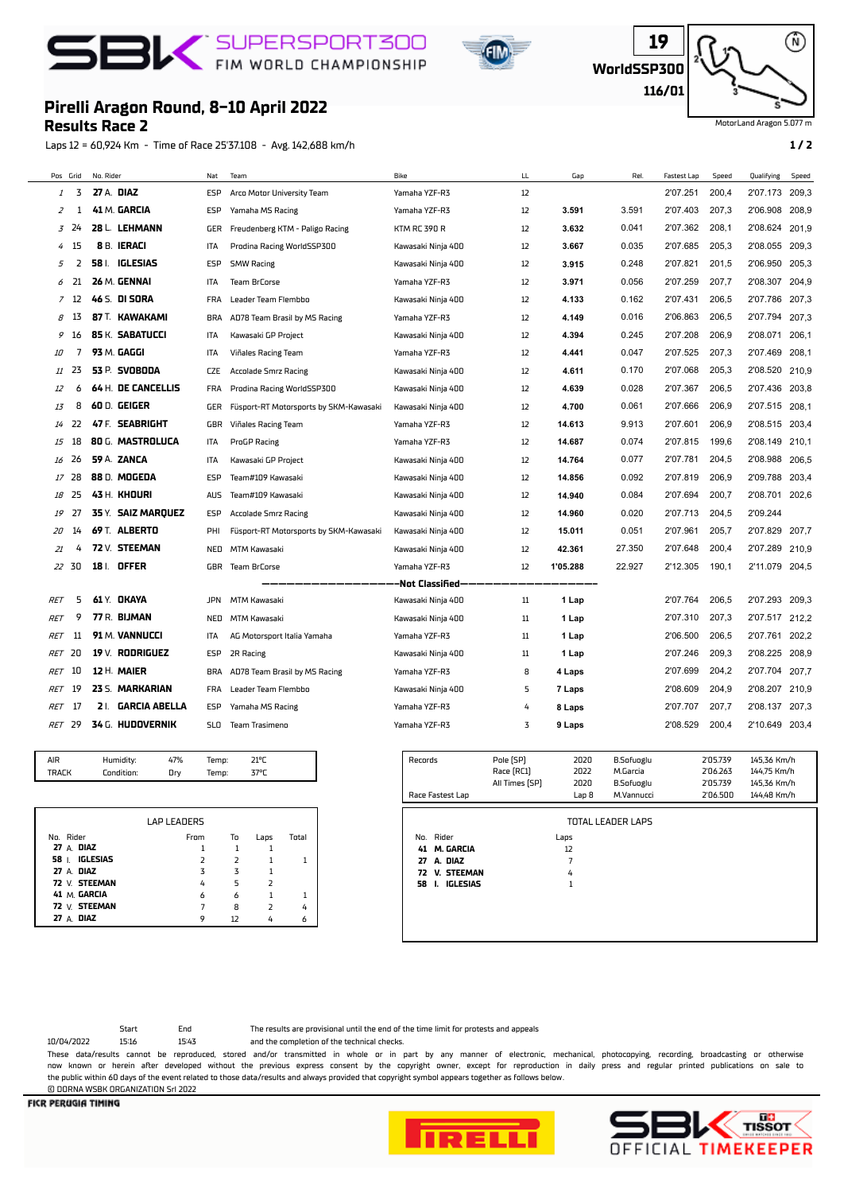# SBK SUPERSPORT300 FIM WORLD CHAMPIONSHIP

**19**
**WorldSSP300**
**116/01**

MotorLand Aragon 5.077 m

## Pirelli Aragon Round, 8-10 April 2022
## Results Race 2

Laps 12 = 60,924 Km - Time of Race 25'37.108 - Avg. 142,688 km/h

| Pos | Grid | No. | Rider | Nat | Team | Bike | LL | Gap | Rel. | Fastest Lap | Speed | Qualifying | Speed |
|---|---|---|---|---|---|---|---|---|---|---|---|---|---|
| 1 | 3 | 27 | A. DIAZ | ESP | Arco Motor University Team | Yamaha YZF-R3 | 12 | | | 2'07.251 | 200,4 | 2'07.173 | 209,3 |
| 2 | 1 | 41 | M. GARCIA | ESP | Yamaha MS Racing | Yamaha YZF-R3 | 12 | 3.591 | 3.591 | 2'07.403 | 207,3 | 2'06.908 | 208,9 |
| 3 | 24 | 28 | L. LEHMANN | GER | Freudenberg KTM - Paligo Racing | KTM RC 390 R | 12 | 3.632 | 0.041 | 2'07.362 | 208,1 | 2'08.624 | 201,9 |
| 4 | 15 | 8 | B. IERACI | ITA | Prodina Racing WorldSSP300 | Kawasaki Ninja 400 | 12 | 3.667 | 0.035 | 2'07.685 | 205,3 | 2'08.055 | 209,3 |
| 5 | 2 | 58 | I. IGLESIAS | ESP | SMW Racing | Kawasaki Ninja 400 | 12 | 3.915 | 0.248 | 2'07.821 | 201,5 | 2'06.950 | 205,3 |
| 6 | 21 | 26 | M. GENNAI | ITA | Team BrCorse | Yamaha YZF-R3 | 12 | 3.971 | 0.056 | 2'07.259 | 207,7 | 2'08.307 | 204,9 |
| 7 | 12 | 46 | S. DI SORA | FRA | Leader Team Flembbo | Kawasaki Ninja 400 | 12 | 4.133 | 0.162 | 2'07.431 | 206,5 | 2'07.786 | 207,3 |
| 8 | 13 | 87 | T. KAWAKAMI | BRA | AD78 Team Brasil by MS Racing | Yamaha YZF-R3 | 12 | 4.149 | 0.016 | 2'06.863 | 206,5 | 2'07.794 | 207,3 |
| 9 | 16 | 85 | K. SABATUCCI | ITA | Kawasaki GP Project | Kawasaki Ninja 400 | 12 | 4.394 | 0.245 | 2'07.208 | 206,9 | 2'08.071 | 206,1 |
| 10 | 7 | 93 | M. GAGGI | ITA | Viñales Racing Team | Yamaha YZF-R3 | 12 | 4.441 | 0.047 | 2'07.525 | 207,3 | 2'07.469 | 208,1 |
| 11 | 23 | 53 | P. SVOBODA | CZE | Accolade Smrz Racing | Kawasaki Ninja 400 | 12 | 4.611 | 0.170 | 2'07.068 | 205,3 | 2'08.520 | 210,9 |
| 12 | 6 | 64 | H. DE CANCELLIS | FRA | Prodina Racing WorldSSP300 | Kawasaki Ninja 400 | 12 | 4.639 | 0.028 | 2'07.367 | 206,5 | 2'07.436 | 203,8 |
| 13 | 8 | 60 | D. GEIGER | GER | Füsport-RT Motorsports by SKM-Kawasaki | Kawasaki Ninja 400 | 12 | 4.700 | 0.061 | 2'07.666 | 206,9 | 2'07.515 | 208,1 |
| 14 | 22 | 47 | F. SEABRIGHT | GBR | Viñales Racing Team | Yamaha YZF-R3 | 12 | 14.613 | 9.913 | 2'07.601 | 206,9 | 2'08.515 | 203,4 |
| 15 | 18 | 80 | G. MASTROLUCA | ITA | ProGP Racing | Yamaha YZF-R3 | 12 | 14.687 | 0.074 | 2'07.815 | 199,6 | 2'08.149 | 210,1 |
| 16 | 26 | 59 | A. ZANCA | ITA | Kawasaki GP Project | Kawasaki Ninja 400 | 12 | 14.764 | 0.077 | 2'07.781 | 204,5 | 2'08.988 | 206,5 |
| 17 | 28 | 88 | D. MOGEDA | ESP | Team#109 Kawasaki | Kawasaki Ninja 400 | 12 | 14.856 | 0.092 | 2'07.819 | 206,9 | 2'09.788 | 203,4 |
| 18 | 25 | 43 | H. KHOURI | AUS | Team#109 Kawasaki | Kawasaki Ninja 400 | 12 | 14.940 | 0.084 | 2'07.694 | 200,7 | 2'08.701 | 202,6 |
| 19 | 27 | 35 | Y. SAIZ MARQUEZ | ESP | Accolade Smrz Racing | Kawasaki Ninja 400 | 12 | 14.960 | 0.020 | 2'07.713 | 204,5 | 2'09.244 | |
| 20 | 14 | 69 | T. ALBERTO | PHI | Füsport-RT Motorsports by SKM-Kawasaki | Kawasaki Ninja 400 | 12 | 15.011 | 0.051 | 2'07.961 | 205,7 | 2'07.829 | 207,7 |
| 21 | 4 | 72 | V. STEEMAN | NED | MTM Kawasaki | Kawasaki Ninja 400 | 12 | 42.361 | 27.350 | 2'07.648 | 200,4 | 2'07.289 | 210,9 |
| 22 | 30 | 18 | I. OFFER | GBR | Team BrCorse | Yamaha YZF-R3 | 12 | 1'05.288 | 22.927 | 2'12.305 | 190,1 | 2'11.079 | 204,5 |
| | | | | | **Not Classified** | | | | | | | | |
| RET | 5 | 61 | Y. OKAYA | JPN | MTM Kawasaki | Kawasaki Ninja 400 | 11 | 1 Lap | | 2'07.764 | 206,5 | 2'07.293 | 209,3 |
| RET | 9 | 77 | R. BIJMAN | NED | MTM Kawasaki | Kawasaki Ninja 400 | 11 | 1 Lap | | 2'07.310 | 207,3 | 2'07.517 | 212,2 |
| RET | 11 | 91 | M. VANNUCCI | ITA | AG Motorsport Italia Yamaha | Yamaha YZF-R3 | 11 | 1 Lap | | 2'06.500 | 206,5 | 2'07.761 | 202,2 |
| RET | 20 | 19 | V. RODRIGUEZ | ESP | 2R Racing | Kawasaki Ninja 400 | 11 | 1 Lap | | 2'07.246 | 209,3 | 2'08.225 | 208,9 |
| RET | 10 | 12 | H. MAIER | BRA | AD78 Team Brasil by MS Racing | Yamaha YZF-R3 | 8 | 4 Laps | | 2'07.699 | 204,2 | 2'07.704 | 207,7 |
| RET | 19 | 23 | S. MARKARIAN | FRA | Leader Team Flembbo | Kawasaki Ninja 400 | 5 | 7 Laps | | 2'08.609 | 204,9 | 2'08.207 | 210,9 |
| RET | 17 | 2 | I. GARCIA ABELLA | ESP | Yamaha MS Racing | Yamaha YZF-R3 | 4 | 8 Laps | | 2'07.707 | 207,7 | 2'08.137 | 207,3 |
| RET | 29 | 34 | G. HUDOVERNIK | SLO | Team Trasimeno | Yamaha YZF-R3 | 3 | 9 Laps | | 2'08.529 | 200,4 | 2'10.649 | 203,4 |

| | | | | | |
|---|---|---|---|---|---|
| AIR | Humidity: | 47% | Temp: | 21°C |
| TRACK | Condition: | Dry | Temp: | 37°C |

| Records | | | | | |
|---|---|---|---|---|---|
| | Pole [SP] | 2020 | B.Sofuoglu | 2'05.739 | 145,36 Km/h |
| | Race [RC1] | 2022 | M.Garcia | 2'06.263 | 144,75 Km/h |
| | All Times [SP] | 2020 | B.Sofuoglu | 2'05.739 | 145,36 Km/h |
| Race Fastest Lap | | Lap 8 | M.Vannucci | 2'06.500 | 144,48 Km/h |

**LAP LEADERS**

| No. | Rider | From | To | Laps | Total |
|---|---|---|---|---|---|
| 27 | A. DIAZ | 1 | 1 | 1 | |
| 58 | I. IGLESIAS | 2 | 2 | 1 | 1 |
| 27 | A. DIAZ | 3 | 3 | 1 | |
| 72 | V. STEEMAN | 4 | 5 | 2 | |
| 41 | M. GARCIA | 6 | 6 | 1 | 1 |
| 72 | V. STEEMAN | 7 | 8 | 2 | 4 |
| 27 | A. DIAZ | 9 | 12 | 4 | 6 |

**TOTAL LEADER LAPS**

| No. | Rider | Laps |
|---|---|---|
| 41 | M. GARCIA | 12 |
| 27 | A. DIAZ | 7 |
| 72 | V. STEEMAN | 4 |
| 58 | I. IGLESIAS | 1 |

| | Start | End |
|---|---|---|
| 10/04/2022 | 15:16 | 15:43 |

The results are provisional until the end of the time limit for protests and appeals and the completion of the technical checks.

These data/results cannot be reproduced, stored and/or transmitted in whole or in part by any manner of electronic, mechanical, photocopying, recording, broadcasting or otherwise now known or herein after developed without the previous express consent by the copyright owner, except for reproduction in daily press and regular printed publications on sale to the public within 60 days of the event related to those data/results and always provided that copyright symbol appears together as follows below.

© DORNA WSBK ORGANIZATION Srl 2022

FICR PERUGIA TIMING

PIRELLI

SBK TISSOT OFFICIAL TIMEKEEPER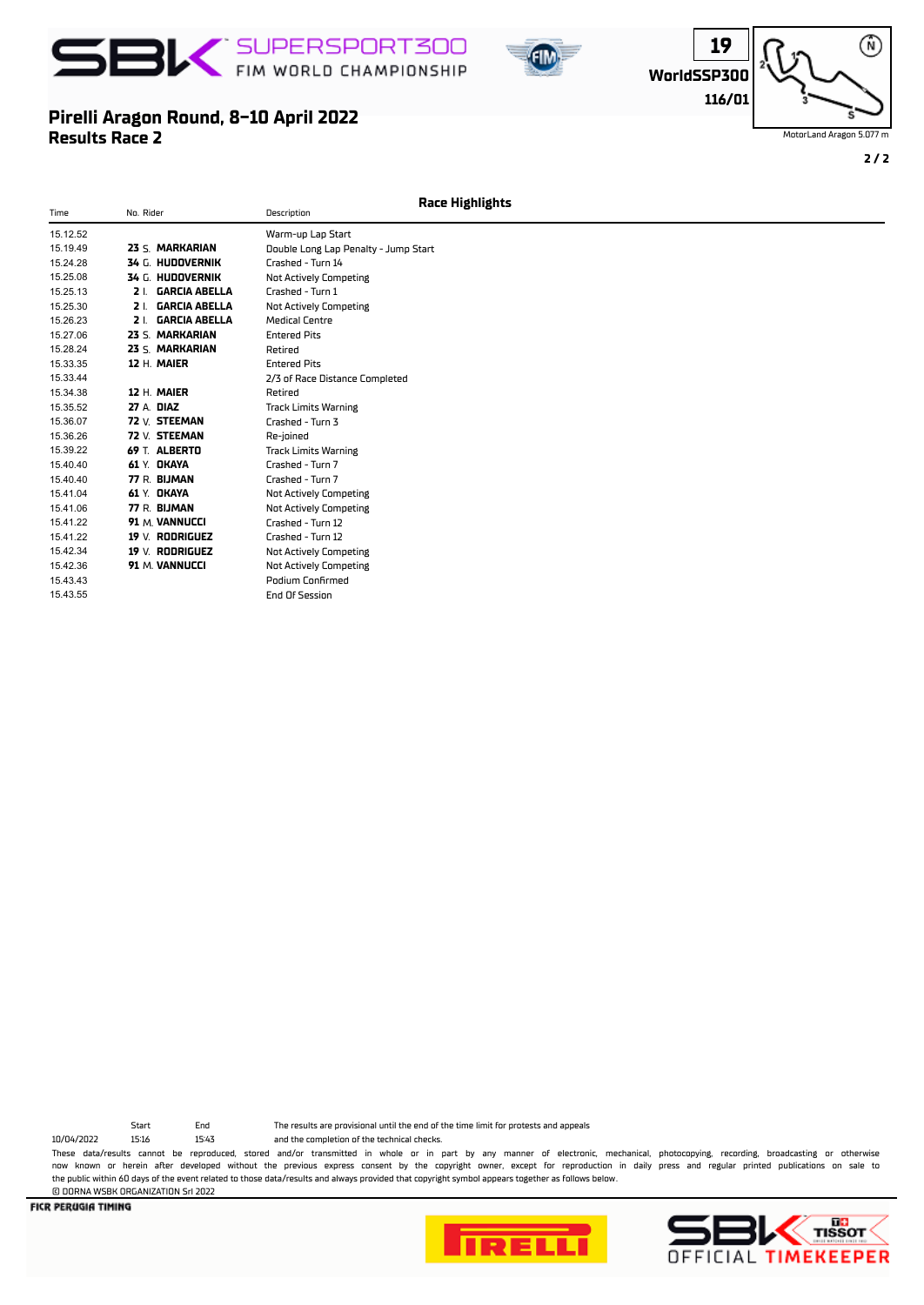# Pirelli Aragon Round, 8-10 April 2022
## Results Race 2

19
WorldSSP300
116/01

MotorLand Aragon 5.077 m

### Race Highlights

| Time | No. Rider | Description |
|---|---|---|
| 15.12.52 | | Warm-up Lap Start |
| 15.19.49 | **23** S. **MARKARIAN** | Double Long Lap Penalty - Jump Start |
| 15.24.28 | **34** G. **HUDOVERNIK** | Crashed - Turn 14 |
| 15.25.08 | **34** G. **HUDOVERNIK** | Not Actively Competing |
| 15.25.13 | **2** I. **GARCIA ABELLA** | Crashed - Turn 1 |
| 15.25.30 | **2** I. **GARCIA ABELLA** | Not Actively Competing |
| 15.26.23 | **2** I. **GARCIA ABELLA** | Medical Centre |
| 15.27.06 | **23** S. **MARKARIAN** | Entered Pits |
| 15.28.24 | **23** S. **MARKARIAN** | Retired |
| 15.33.35 | **12** H. **MAIER** | Entered Pits |
| 15.33.44 | | 2/3 of Race Distance Completed |
| 15.34.38 | **12** H. **MAIER** | Retired |
| 15.35.52 | **27** A. **DIAZ** | Track Limits Warning |
| 15.36.07 | **72** V. **STEEMAN** | Crashed - Turn 3 |
| 15.36.26 | **72** V. **STEEMAN** | Re-joined |
| 15.39.22 | **69** T. **ALBERTO** | Track Limits Warning |
| 15.40.40 | **61** Y. **OKAYA** | Crashed - Turn 7 |
| 15.40.40 | **77** R. **BIJMAN** | Crashed - Turn 7 |
| 15.41.04 | **61** Y. **OKAYA** | Not Actively Competing |
| 15.41.06 | **77** R. **BIJMAN** | Not Actively Competing |
| 15.41.22 | **91** M. **VANNUCCI** | Crashed - Turn 12 |
| 15.41.22 | **19** V. **RODRIGUEZ** | Crashed - Turn 12 |
| 15.42.34 | **19** V. **RODRIGUEZ** | Not Actively Competing |
| 15.42.36 | **91** M. **VANNUCCI** | Not Actively Competing |
| 15.43.43 | | Podium Confirmed |
| 15.43.55 | | End Of Session |

| | Start | End |
|---|---|---|
| 10/04/2022 | 15:16 | 15:43 |

The results are provisional until the end of the time limit for protests and appeals and the completion of the technical checks.

These data/results cannot be reproduced, stored and/or transmitted in whole or in part by any manner of electronic, mechanical, photocopying, recording, broadcasting or otherwise now known or herein after developed without the previous express consent by the copyright owner, except for reproduction in daily press and regular printed publications on sale to the public within 60 days of the event related to those data/results and always provided that copyright symbol appears together as follows below.
© DORNA WSBK ORGANIZATION Srl 2022

FICR PERUGIA TIMING